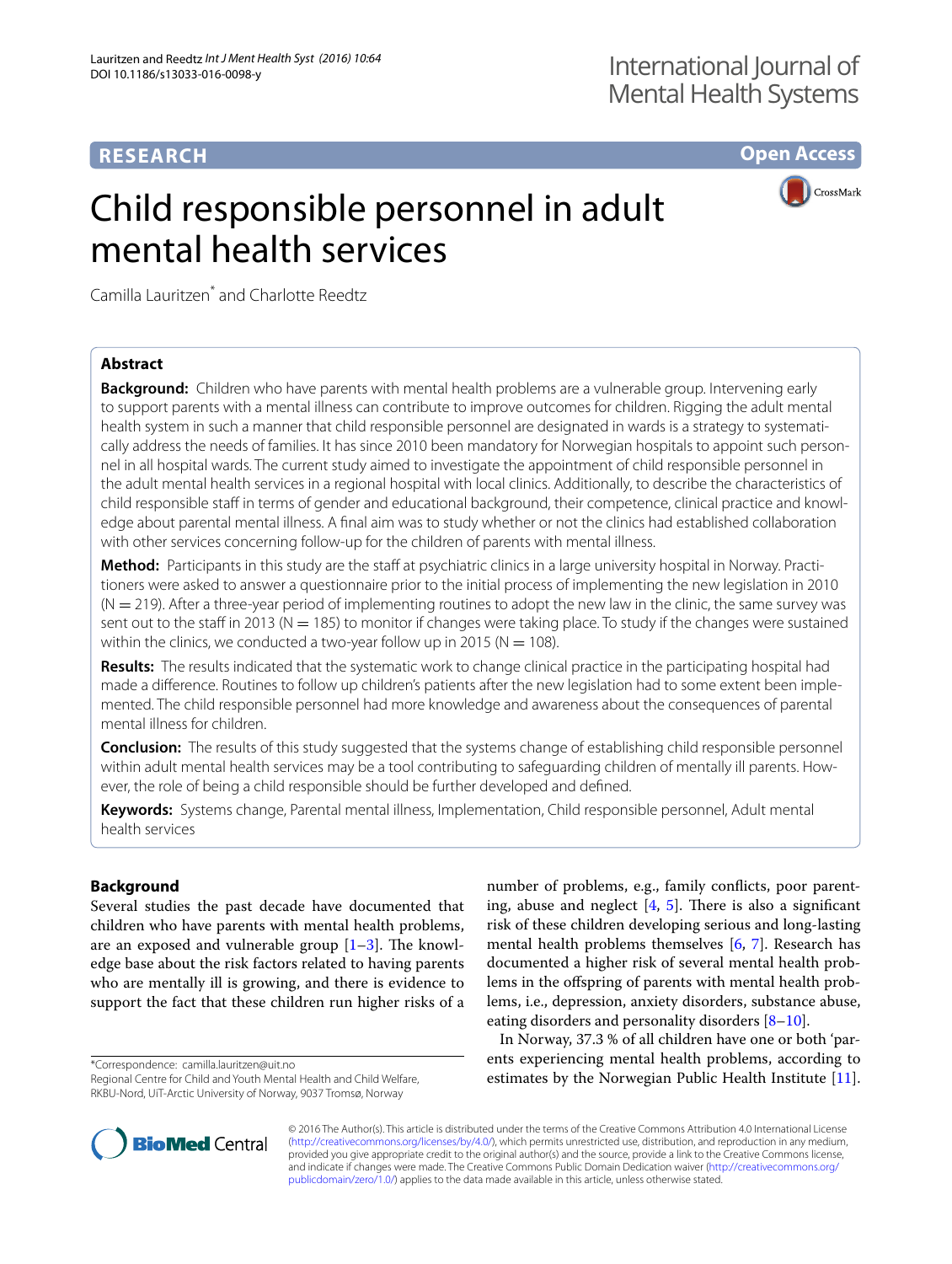**RESEARCH** **Open Access**

# Child responsible personnel in adult mental health services

Camilla Lauritzen* and Charlotte Reedtz

## Abstract

**Background:** Children who have parents with mental health problems are a vulnerable group. Intervening early to support parents with a mental illness can contribute to improve outcomes for children. Rigging the adult mental health system in such a manner that child responsible personnel are designated in wards is a strategy to systematically address the needs of families. It has since 2010 been mandatory for Norwegian hospitals to appoint such personnel in all hospital wards. The current study aimed to investigate the appointment of child responsible personnel in the adult mental health services in a regional hospital with local clinics. Additionally, to describe the characteristics of child responsible staff in terms of gender and educational background, their competence, clinical practice and knowledge about parental mental illness. A final aim was to study whether or not the clinics had established collaboration with other services concerning follow-up for the children of parents with mental illness.

**Method:** Participants in this study are the staff at psychiatric clinics in a large university hospital in Norway. Practitioners were asked to answer a questionnaire prior to the initial process of implementing the new legislation in 2010 (N = 219). After a three-year period of implementing routines to adopt the new law in the clinic, the same survey was sent out to the staff in 2013 (N = 185) to monitor if changes were taking place. To study if the changes were sustained within the clinics, we conducted a two-year follow up in 2015 (N = 108).

**Results:** The results indicated that the systematic work to change clinical practice in the participating hospital had made a difference. Routines to follow up children's patients after the new legislation had to some extent been implemented. The child responsible personnel had more knowledge and awareness about the consequences of parental mental illness for children.

**Conclusion:** The results of this study suggested that the systems change of establishing child responsible personnel within adult mental health services may be a tool contributing to safeguarding children of mentally ill parents. However, the role of being a child responsible should be further developed and defined.

**Keywords:** Systems change, Parental mental illness, Implementation, Child responsible personnel, Adult mental health services

## Background

Several studies the past decade have documented that children who have parents with mental health problems, are an exposed and vulnerable group [1–3]. The knowledge base about the risk factors related to having parents who are mentally ill is growing, and there is evidence to support the fact that these children run higher risks of a number of problems, e.g., family conflicts, poor parenting, abuse and neglect [4, 5]. There is also a significant risk of these children developing serious and long-lasting mental health problems themselves [6, 7]. Research has documented a higher risk of several mental health problems in the offspring of parents with mental health problems, i.e., depression, anxiety disorders, substance abuse, eating disorders and personality disorders [8–10].

In Norway, 37.3 % of all children have one or both 'parents experiencing mental health problems, according to estimates by the Norwegian Public Health Institute [11].

*Correspondence: camilla.lauritzen@uit.no
Regional Centre for Child and Youth Mental Health and Child Welfare, RKBU-Nord, UiT-Arctic University of Norway, 9037 Tromsø, Norway

© 2016 The Author(s). This article is distributed under the terms of the Creative Commons Attribution 4.0 International License (http://creativecommons.org/licenses/by/4.0/), which permits unrestricted use, distribution, and reproduction in any medium, provided you give appropriate credit to the original author(s) and the source, provide a link to the Creative Commons license, and indicate if changes were made. The Creative Commons Public Domain Dedication waiver (http://creativecommons.org/publicdomain/zero/1.0/) applies to the data made available in this article, unless otherwise stated.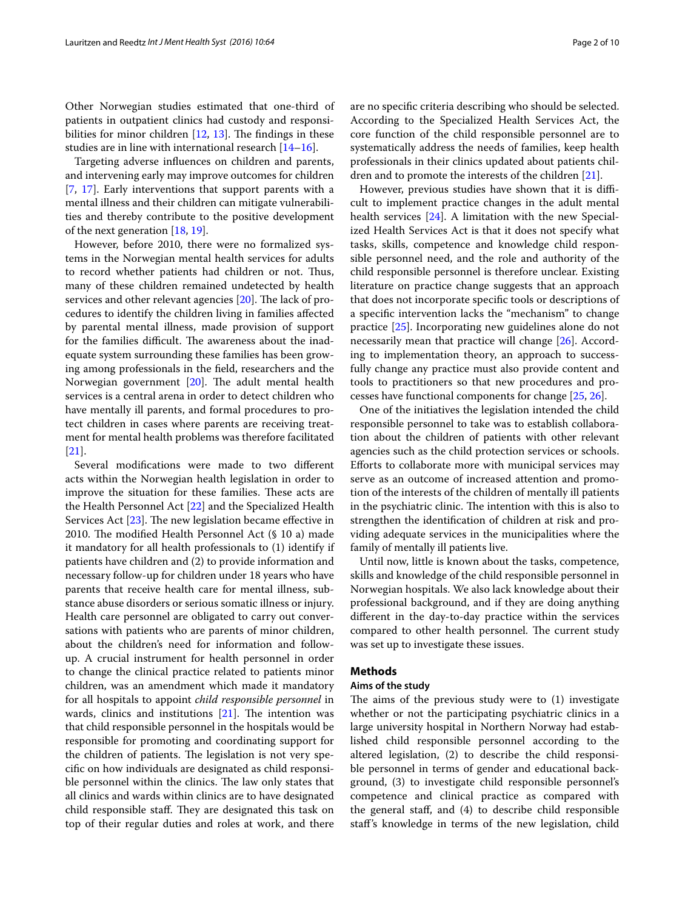Other Norwegian studies estimated that one-third of patients in outpatient clinics had custody and responsibilities for minor children [12, 13]. The findings in these studies are in line with international research [14–16].

Targeting adverse influences on children and parents, and intervening early may improve outcomes for children [7, 17]. Early interventions that support parents with a mental illness and their children can mitigate vulnerabilities and thereby contribute to the positive development of the next generation [18, 19].

However, before 2010, there were no formalized systems in the Norwegian mental health services for adults to record whether patients had children or not. Thus, many of these children remained undetected by health services and other relevant agencies [20]. The lack of procedures to identify the children living in families affected by parental mental illness, made provision of support for the families difficult. The awareness about the inadequate system surrounding these families has been growing among professionals in the field, researchers and the Norwegian government [20]. The adult mental health services is a central arena in order to detect children who have mentally ill parents, and formal procedures to protect children in cases where parents are receiving treatment for mental health problems was therefore facilitated [21].

Several modifications were made to two different acts within the Norwegian health legislation in order to improve the situation for these families. These acts are the Health Personnel Act [22] and the Specialized Health Services Act [23]. The new legislation became effective in 2010. The modified Health Personnel Act (§ 10 a) made it mandatory for all health professionals to (1) identify if patients have children and (2) to provide information and necessary follow-up for children under 18 years who have parents that receive health care for mental illness, substance abuse disorders or serious somatic illness or injury. Health care personnel are obligated to carry out conversations with patients who are parents of minor children, about the children's need for information and follow-up. A crucial instrument for health personnel in order to change the clinical practice related to patients minor children, was an amendment which made it mandatory for all hospitals to appoint *child responsible personnel* in wards, clinics and institutions [21]. The intention was that child responsible personnel in the hospitals would be responsible for promoting and coordinating support for the children of patients. The legislation is not very specific on how individuals are designated as child responsible personnel within the clinics. The law only states that all clinics and wards within clinics are to have designated child responsible staff. They are designated this task on top of their regular duties and roles at work, and there are no specific criteria describing who should be selected. According to the Specialized Health Services Act, the core function of the child responsible personnel are to systematically address the needs of families, keep health professionals in their clinics updated about patients children and to promote the interests of the children [21].

However, previous studies have shown that it is difficult to implement practice changes in the adult mental health services [24]. A limitation with the new Specialized Health Services Act is that it does not specify what tasks, skills, competence and knowledge child responsible personnel need, and the role and authority of the child responsible personnel is therefore unclear. Existing literature on practice change suggests that an approach that does not incorporate specific tools or descriptions of a specific intervention lacks the "mechanism" to change practice [25]. Incorporating new guidelines alone do not necessarily mean that practice will change [26]. According to implementation theory, an approach to successfully change any practice must also provide content and tools to practitioners so that new procedures and processes have functional components for change [25, 26].

One of the initiatives the legislation intended the child responsible personnel to take was to establish collaboration about the children of patients with other relevant agencies such as the child protection services or schools. Efforts to collaborate more with municipal services may serve as an outcome of increased attention and promotion of the interests of the children of mentally ill patients in the psychiatric clinic. The intention with this is also to strengthen the identification of children at risk and providing adequate services in the municipalities where the family of mentally ill patients live.

Until now, little is known about the tasks, competence, skills and knowledge of the child responsible personnel in Norwegian hospitals. We also lack knowledge about their professional background, and if they are doing anything different in the day-to-day practice within the services compared to other health personnel. The current study was set up to investigate these issues.

## Methods

### Aims of the study

The aims of the previous study were to (1) investigate whether or not the participating psychiatric clinics in a large university hospital in Northern Norway had established child responsible personnel according to the altered legislation, (2) to describe the child responsible personnel in terms of gender and educational background, (3) to investigate child responsible personnel's competence and clinical practice as compared with the general staff, and (4) to describe child responsible staff's knowledge in terms of the new legislation, child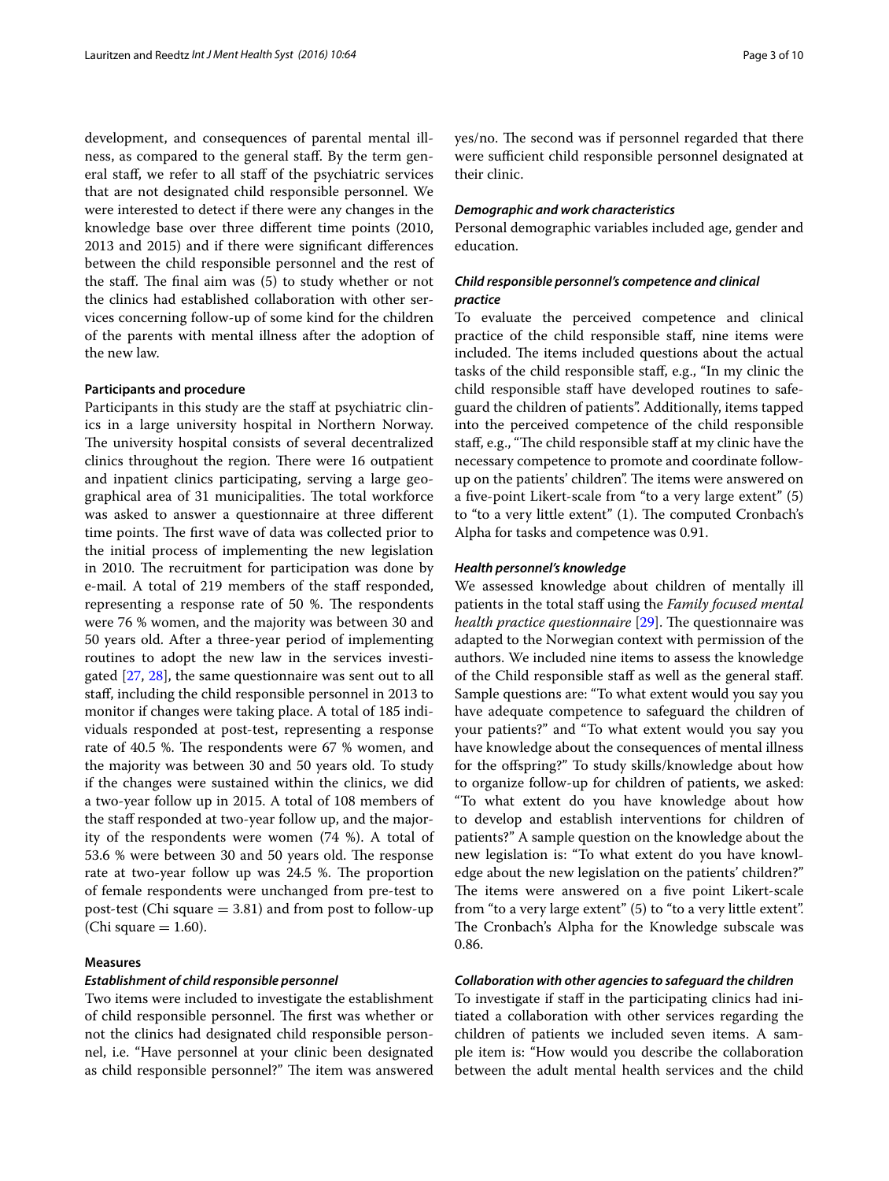development, and consequences of parental mental illness, as compared to the general staff. By the term general staff, we refer to all staff of the psychiatric services that are not designated child responsible personnel. We were interested to detect if there were any changes in the knowledge base over three different time points (2010, 2013 and 2015) and if there were significant differences between the child responsible personnel and the rest of the staff. The final aim was (5) to study whether or not the clinics had established collaboration with other services concerning follow-up of some kind for the children of the parents with mental illness after the adoption of the new law.

## Participants and procedure

Participants in this study are the staff at psychiatric clinics in a large university hospital in Northern Norway. The university hospital consists of several decentralized clinics throughout the region. There were 16 outpatient and inpatient clinics participating, serving a large geographical area of 31 municipalities. The total workforce was asked to answer a questionnaire at three different time points. The first wave of data was collected prior to the initial process of implementing the new legislation in 2010. The recruitment for participation was done by e-mail. A total of 219 members of the staff responded, representing a response rate of 50 %. The respondents were 76 % women, and the majority was between 30 and 50 years old. After a three-year period of implementing routines to adopt the new law in the services investigated [27, 28], the same questionnaire was sent out to all staff, including the child responsible personnel in 2013 to monitor if changes were taking place. A total of 185 individuals responded at post-test, representing a response rate of 40.5 %. The respondents were 67 % women, and the majority was between 30 and 50 years old. To study if the changes were sustained within the clinics, we did a two-year follow up in 2015. A total of 108 members of the staff responded at two-year follow up, and the majority of the respondents were women (74 %). A total of 53.6 % were between 30 and 50 years old. The response rate at two-year follow up was 24.5 %. The proportion of female respondents were unchanged from pre-test to post-test (Chi square = 3.81) and from post to follow-up (Chi square = 1.60).

## Measures

### *Establishment of child responsible personnel*

Two items were included to investigate the establishment of child responsible personnel. The first was whether or not the clinics had designated child responsible personnel, i.e. "Have personnel at your clinic been designated as child responsible personnel?" The item was answered yes/no. The second was if personnel regarded that there were sufficient child responsible personnel designated at their clinic.

### *Demographic and work characteristics*

Personal demographic variables included age, gender and education.

### *Child responsible personnel's competence and clinical practice*

To evaluate the perceived competence and clinical practice of the child responsible staff, nine items were included. The items included questions about the actual tasks of the child responsible staff, e.g., "In my clinic the child responsible staff have developed routines to safeguard the children of patients". Additionally, items tapped into the perceived competence of the child responsible staff, e.g., "The child responsible staff at my clinic have the necessary competence to promote and coordinate follow-up on the patients' children". The items were answered on a five-point Likert-scale from "to a very large extent" (5) to "to a very little extent" (1). The computed Cronbach's Alpha for tasks and competence was 0.91.

### *Health personnel's knowledge*

We assessed knowledge about children of mentally ill patients in the total staff using the *Family focused mental health practice questionnaire* [29]. The questionnaire was adapted to the Norwegian context with permission of the authors. We included nine items to assess the knowledge of the Child responsible staff as well as the general staff. Sample questions are: "To what extent would you say you have adequate competence to safeguard the children of your patients?" and "To what extent would you say you have knowledge about the consequences of mental illness for the offspring?" To study skills/knowledge about how to organize follow-up for children of patients, we asked: "To what extent do you have knowledge about how to develop and establish interventions for children of patients?" A sample question on the knowledge about the new legislation is: "To what extent do you have knowledge about the new legislation on the patients' children?" The items were answered on a five point Likert-scale from "to a very large extent" (5) to "to a very little extent". The Cronbach's Alpha for the Knowledge subscale was 0.86.

### *Collaboration with other agencies to safeguard the children*

To investigate if staff in the participating clinics had initiated a collaboration with other services regarding the children of patients we included seven items. A sample item is: "How would you describe the collaboration between the adult mental health services and the child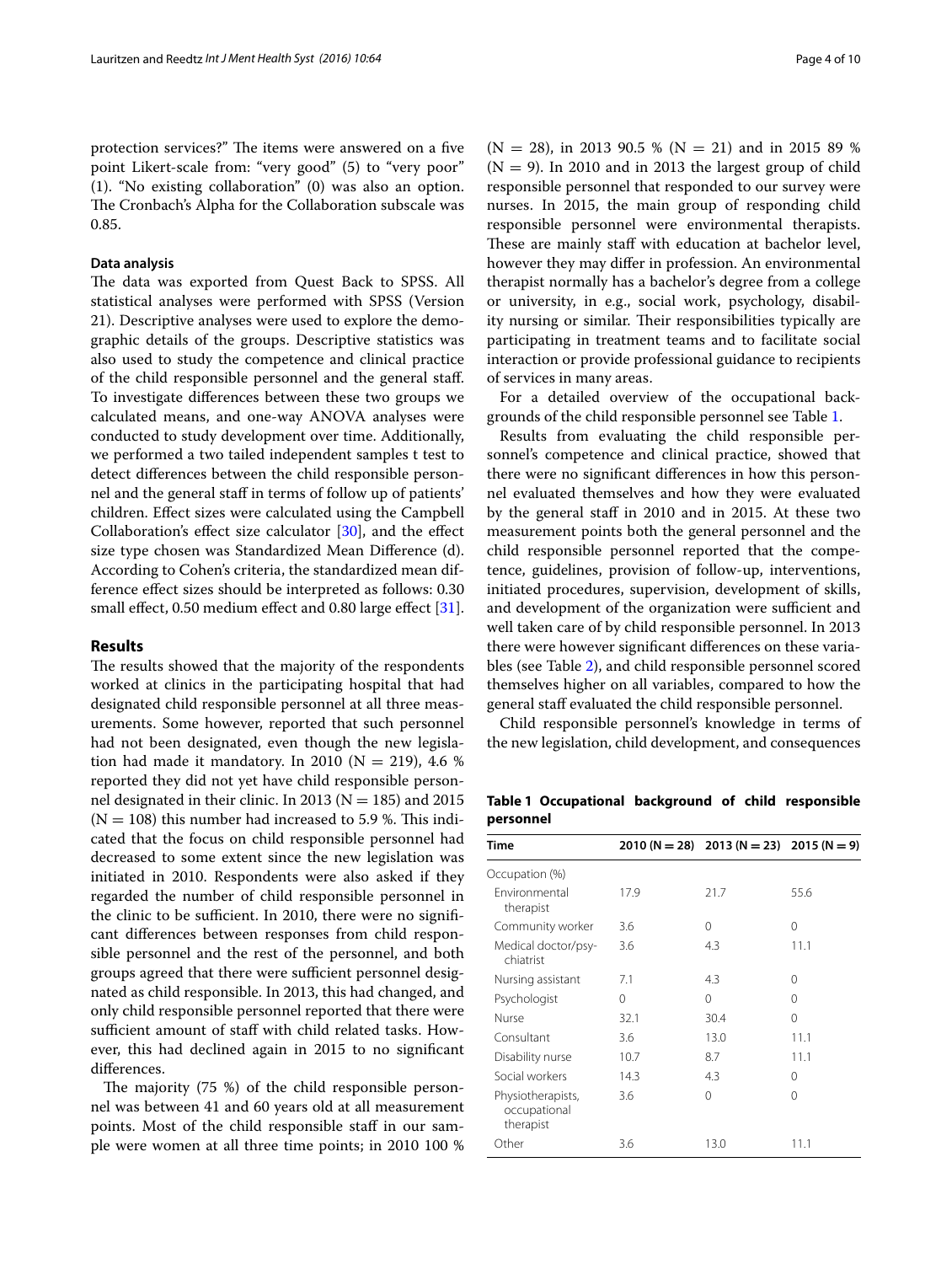protection services?" The items were answered on a five point Likert-scale from: "very good" (5) to "very poor" (1). "No existing collaboration" (0) was also an option. The Cronbach's Alpha for the Collaboration subscale was 0.85.

### Data analysis

The data was exported from Quest Back to SPSS. All statistical analyses were performed with SPSS (Version 21). Descriptive analyses were used to explore the demographic details of the groups. Descriptive statistics was also used to study the competence and clinical practice of the child responsible personnel and the general staff. To investigate differences between these two groups we calculated means, and one-way ANOVA analyses were conducted to study development over time. Additionally, we performed a two tailed independent samples t test to detect differences between the child responsible personnel and the general staff in terms of follow up of patients' children. Effect sizes were calculated using the Campbell Collaboration's effect size calculator [30], and the effect size type chosen was Standardized Mean Difference (d). According to Cohen's criteria, the standardized mean difference effect sizes should be interpreted as follows: 0.30 small effect, 0.50 medium effect and 0.80 large effect [31].

## Results

The results showed that the majority of the respondents worked at clinics in the participating hospital that had designated child responsible personnel at all three measurements. Some however, reported that such personnel had not been designated, even though the new legislation had made it mandatory. In 2010 ($N = 219$), 4.6 % reported they did not yet have child responsible personnel designated in their clinic. In 2013 ($N = 185$) and 2015 ($N = 108$) this number had increased to 5.9 %. This indicated that the focus on child responsible personnel had decreased to some extent since the new legislation was initiated in 2010. Respondents were also asked if they regarded the number of child responsible personnel in the clinic to be sufficient. In 2010, there were no significant differences between responses from child responsible personnel and the rest of the personnel, and both groups agreed that there were sufficient personnel designated as child responsible. In 2013, this had changed, and only child responsible personnel reported that there were sufficient amount of staff with child related tasks. However, this had declined again in 2015 to no significant differences.

The majority (75 %) of the child responsible personnel was between 41 and 60 years old at all measurement points. Most of the child responsible staff in our sample were women at all three time points; in 2010 100 % ($N = 28$), in 2013 90.5 % ($N = 21$) and in 2015 89 % ($N = 9$). In 2010 and in 2013 the largest group of child responsible personnel that responded to our survey were nurses. In 2015, the main group of responding child responsible personnel were environmental therapists. These are mainly staff with education at bachelor level, however they may differ in profession. An environmental therapist normally has a bachelor's degree from a college or university, in e.g., social work, psychology, disability nursing or similar. Their responsibilities typically are participating in treatment teams and to facilitate social interaction or provide professional guidance to recipients of services in many areas.

For a detailed overview of the occupational backgrounds of the child responsible personnel see Table 1.

Results from evaluating the child responsible personnel's competence and clinical practice, showed that there were no significant differences in how this personnel evaluated themselves and how they were evaluated by the general staff in 2010 and in 2015. At these two measurement points both the general personnel and the child responsible personnel reported that the competence, guidelines, provision of follow-up, interventions, initiated procedures, supervision, development of skills, and development of the organization were sufficient and well taken care of by child responsible personnel. In 2013 there were however significant differences on these variables (see Table 2), and child responsible personnel scored themselves higher on all variables, compared to how the general staff evaluated the child responsible personnel.

Child responsible personnel's knowledge in terms of the new legislation, child development, and consequences

**Table 1 Occupational background of child responsible personnel**

| Time | 2010 ($N = 28$) | 2013 ($N = 23$) | 2015 ($N = 9$) |
|---|---|---|---|
| Occupation (%) | | | |
| Environmental therapist | 17.9 | 21.7 | 55.6 |
| Community worker | 3.6 | 0 | 0 |
| Medical doctor/psychiatrist | 3.6 | 4.3 | 11.1 |
| Nursing assistant | 7.1 | 4.3 | 0 |
| Psychologist | 0 | 0 | 0 |
| Nurse | 32.1 | 30.4 | 0 |
| Consultant | 3.6 | 13.0 | 11.1 |
| Disability nurse | 10.7 | 8.7 | 11.1 |
| Social workers | 14.3 | 4.3 | 0 |
| Physiotherapists, occupational therapist | 3.6 | 0 | 0 |
| Other | 3.6 | 13.0 | 11.1 |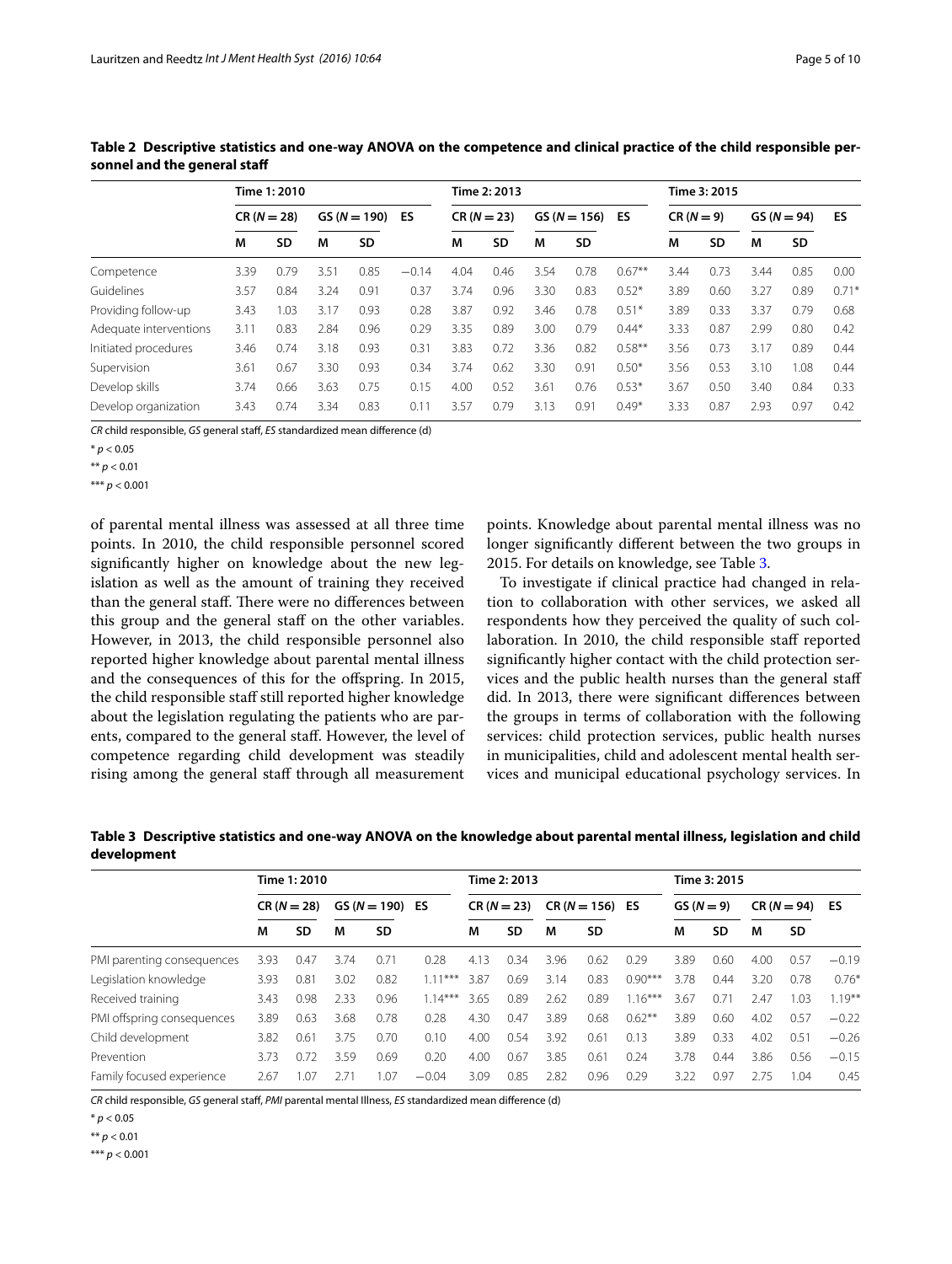**Table 2 Descriptive statistics and one-way ANOVA on the competence and clinical practice of the child responsible personnel and the general staff**

| | Time 1: 2010 | | | | | Time 2: 2013 | | | | | Time 3: 2015 | | | | |
|---|---|---|---|---|---|---|---|---|---|---|---|---|---|---|---|
| | CR (N = 28) | | GS (N = 190) | | ES | CR (N = 23) | | GS (N = 156) | | ES | CR (N = 9) | | GS (N = 94) | | ES |
| | M | SD | M | SD | | M | SD | M | SD | | M | SD | M | SD | |
| Competence | 3.39 | 0.79 | 3.51 | 0.85 | −0.14 | 4.04 | 0.46 | 3.54 | 0.78 | 0.67** | 3.44 | 0.73 | 3.44 | 0.85 | 0.00 |
| Guidelines | 3.57 | 0.84 | 3.24 | 0.91 | 0.37 | 3.74 | 0.96 | 3.30 | 0.83 | 0.52* | 3.89 | 0.60 | 3.27 | 0.89 | 0.71* |
| Providing follow-up | 3.43 | 1.03 | 3.17 | 0.93 | 0.28 | 3.87 | 0.92 | 3.46 | 0.78 | 0.51* | 3.89 | 0.33 | 3.37 | 0.79 | 0.68 |
| Adequate interventions | 3.11 | 0.83 | 2.84 | 0.96 | 0.29 | 3.35 | 0.89 | 3.00 | 0.79 | 0.44* | 3.33 | 0.87 | 2.99 | 0.80 | 0.42 |
| Initiated procedures | 3.46 | 0.74 | 3.18 | 0.93 | 0.31 | 3.83 | 0.72 | 3.36 | 0.82 | 0.58** | 3.56 | 0.73 | 3.17 | 0.89 | 0.44 |
| Supervision | 3.61 | 0.67 | 3.30 | 0.93 | 0.34 | 3.74 | 0.62 | 3.30 | 0.91 | 0.50* | 3.56 | 0.53 | 3.10 | 1.08 | 0.44 |
| Develop skills | 3.74 | 0.66 | 3.63 | 0.75 | 0.15 | 4.00 | 0.52 | 3.61 | 0.76 | 0.53* | 3.67 | 0.50 | 3.40 | 0.84 | 0.33 |
| Develop organization | 3.43 | 0.74 | 3.34 | 0.83 | 0.11 | 3.57 | 0.79 | 3.13 | 0.91 | 0.49* | 3.33 | 0.87 | 2.93 | 0.97 | 0.42 |

*CR* child responsible, *GS* general staff, *ES* standardized mean difference (d)

* $p < 0.05$

** $p < 0.01$

*** $p < 0.001$

of parental mental illness was assessed at all three time points. In 2010, the child responsible personnel scored significantly higher on knowledge about the new legislation as well as the amount of training they received than the general staff. There were no differences between this group and the general staff on the other variables. However, in 2013, the child responsible personnel also reported higher knowledge about parental mental illness and the consequences of this for the offspring. In 2015, the child responsible staff still reported higher knowledge about the legislation regulating the patients who are parents, compared to the general staff. However, the level of competence regarding child development was steadily rising among the general staff through all measurement points. Knowledge about parental mental illness was no longer significantly different between the two groups in 2015. For details on knowledge, see Table 3.

To investigate if clinical practice had changed in relation to collaboration with other services, we asked all respondents how they perceived the quality of such collaboration. In 2010, the child responsible staff reported significantly higher contact with the child protection services and the public health nurses than the general staff did. In 2013, there were significant differences between the groups in terms of collaboration with the following services: child protection services, public health nurses in municipalities, child and adolescent mental health services and municipal educational psychology services. In

**Table 3 Descriptive statistics and one-way ANOVA on the knowledge about parental mental illness, legislation and child development**

| | Time 1: 2010 | | | | | Time 2: 2013 | | | | | Time 3: 2015 | | | | |
|---|---|---|---|---|---|---|---|---|---|---|---|---|---|---|---|
| | CR (N = 28) | | GS (N = 190) | | ES | CR (N = 23) | | CR (N = 156) | | ES | GS (N = 9) | | CR (N = 94) | | ES |
| | M | SD | M | SD | | M | SD | M | SD | | M | SD | M | SD | |
| PMI parenting consequences | 3.93 | 0.47 | 3.74 | 0.71 | 0.28 | 4.13 | 0.34 | 3.96 | 0.62 | 0.29 | 3.89 | 0.60 | 4.00 | 0.57 | −0.19 |
| Legislation knowledge | 3.93 | 0.81 | 3.02 | 0.82 | 1.11*** | 3.87 | 0.69 | 3.14 | 0.83 | 0.90*** | 3.78 | 0.44 | 3.20 | 0.78 | 0.76* |
| Received training | 3.43 | 0.98 | 2.33 | 0.96 | 1.14*** | 3.65 | 0.89 | 2.62 | 0.89 | 1.16*** | 3.67 | 0.71 | 2.47 | 1.03 | 1.19** |
| PMI offspring consequences | 3.89 | 0.63 | 3.68 | 0.78 | 0.28 | 4.30 | 0.47 | 3.89 | 0.68 | 0.62** | 3.89 | 0.60 | 4.02 | 0.57 | −0.22 |
| Child development | 3.82 | 0.61 | 3.75 | 0.70 | 0.10 | 4.00 | 0.54 | 3.92 | 0.61 | 0.13 | 3.89 | 0.33 | 4.02 | 0.51 | −0.26 |
| Prevention | 3.73 | 0.72 | 3.59 | 0.69 | 0.20 | 4.00 | 0.67 | 3.85 | 0.61 | 0.24 | 3.78 | 0.44 | 3.86 | 0.56 | −0.15 |
| Family focused experience | 2.67 | 1.07 | 2.71 | 1.07 | −0.04 | 3.09 | 0.85 | 2.82 | 0.96 | 0.29 | 3.22 | 0.97 | 2.75 | 1.04 | 0.45 |

*CR* child responsible, *GS* general staff, *PMI* parental mental Illness, *ES* standardized mean difference (d)

* $p < 0.05$

** $p < 0.01$

*** $p < 0.001$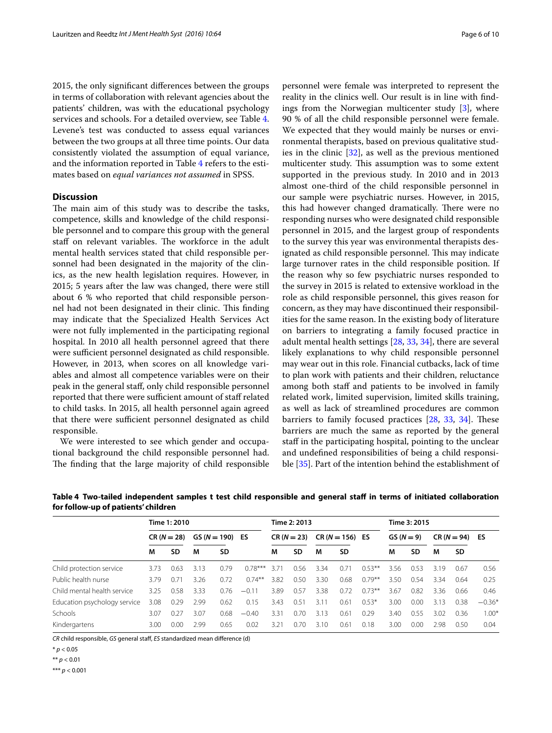2015, the only significant differences between the groups in terms of collaboration with relevant agencies about the patients' children, was with the educational psychology services and schools. For a detailed overview, see Table 4. Levene's test was conducted to assess equal variances between the two groups at all three time points. Our data consistently violated the assumption of equal variance, and the information reported in Table 4 refers to the estimates based on *equal variances not assumed* in SPSS.

## Discussion

The main aim of this study was to describe the tasks, competence, skills and knowledge of the child responsible personnel and to compare this group with the general staff on relevant variables. The workforce in the adult mental health services stated that child responsible personnel had been designated in the majority of the clinics, as the new health legislation requires. However, in 2015; 5 years after the law was changed, there were still about 6 % who reported that child responsible personnel had not been designated in their clinic. This finding may indicate that the Specialized Health Services Act were not fully implemented in the participating regional hospital. In 2010 all health personnel agreed that there were sufficient personnel designated as child responsible. However, in 2013, when scores on all knowledge variables and almost all competence variables were on their peak in the general staff, only child responsible personnel reported that there were sufficient amount of staff related to child tasks. In 2015, all health personnel again agreed that there were sufficient personnel designated as child responsible.

We were interested to see which gender and occupational background the child responsible personnel had. The finding that the large majority of child responsible personnel were female was interpreted to represent the reality in the clinics well. Our result is in line with findings from the Norwegian multicenter study [3], where 90 % of all the child responsible personnel were female. We expected that they would mainly be nurses or environmental therapists, based on previous qualitative studies in the clinic [32], as well as the previous mentioned multicenter study. This assumption was to some extent supported in the previous study. In 2010 and in 2013 almost one-third of the child responsible personnel in our sample were psychiatric nurses. However, in 2015, this had however changed dramatically. There were no responding nurses who were designated child responsible personnel in 2015, and the largest group of respondents to the survey this year was environmental therapists designated as child responsible personnel. This may indicate large turnover rates in the child responsible position. If the reason why so few psychiatric nurses responded to the survey in 2015 is related to extensive workload in the role as child responsible personnel, this gives reason for concern, as they may have discontinued their responsibilities for the same reason. In the existing body of literature on barriers to integrating a family focused practice in adult mental health settings [28, 33, 34], there are several likely explanations to why child responsible personnel may wear out in this role. Financial cutbacks, lack of time to plan work with patients and their children, reluctance among both staff and patients to be involved in family related work, limited supervision, limited skills training, as well as lack of streamlined procedures are common barriers to family focused practices [28, 33, 34]. These barriers are much the same as reported by the general staff in the participating hospital, pointing to the unclear and undefined responsibilities of being a child responsible [35]. Part of the intention behind the establishment of

**Table 4 Two-tailed independent samples t test child responsible and general staff in terms of initiated collaboration for follow-up of patients' children**

| | Time 1: 2010 | | | | | Time 2: 2013 | | | | | Time 3: 2015 | | | | |
|---|---|---|---|---|---|---|---|---|---|---|---|---|---|---|---|
| | CR (N = 28) | | GS (N = 190) | | ES | CR (N = 23) | | CR (N = 156) | | ES | GS (N = 9) | | CR (N = 94) | | ES |
| | M | SD | M | SD | | M | SD | M | SD | | M | SD | M | SD | |
| Child protection service | 3.73 | 0.63 | 3.13 | 0.79 | 0.78*** | 3.71 | 0.56 | 3.34 | 0.71 | 0.53** | 3.56 | 0.53 | 3.19 | 0.67 | 0.56 |
| Public health nurse | 3.79 | 0.71 | 3.26 | 0.72 | 0.74** | 3.82 | 0.50 | 3.30 | 0.68 | 0.79** | 3.50 | 0.54 | 3.34 | 0.64 | 0.25 |
| Child mental health service | 3.25 | 0.58 | 3.33 | 0.76 | −0.11 | 3.89 | 0.57 | 3.38 | 0.72 | 0.73** | 3.67 | 0.82 | 3.36 | 0.66 | 0.46 |
| Education psychology service | 3.08 | 0.29 | 2.99 | 0.62 | 0.15 | 3.43 | 0.51 | 3.11 | 0.61 | 0.53* | 3.00 | 0.00 | 3.13 | 0.38 | −0.36* |
| Schools | 3.07 | 0.27 | 3.07 | 0.68 | −0.40 | 3.31 | 0.70 | 3.13 | 0.61 | 0.29 | 3.40 | 0.55 | 3.02 | 0.36 | 1.00* |
| Kindergartens | 3.00 | 0.00 | 2.99 | 0.65 | 0.02 | 3.21 | 0.70 | 3.10 | 0.61 | 0.18 | 3.00 | 0.00 | 2.98 | 0.50 | 0.04 |

*CR* child responsible, *GS* general staff, *ES* standardized mean difference (d)

\* $p < 0.05$

\*\* $p < 0.01$

\*\*\* $p < 0.001$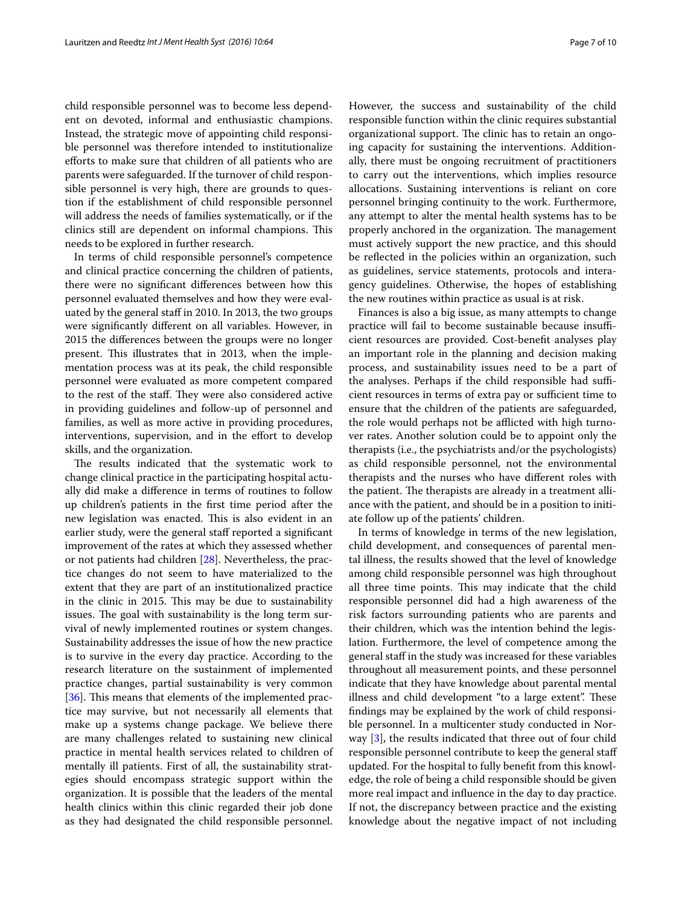child responsible personnel was to become less dependent on devoted, informal and enthusiastic champions. Instead, the strategic move of appointing child responsible personnel was therefore intended to institutionalize efforts to make sure that children of all patients who are parents were safeguarded. If the turnover of child responsible personnel is very high, there are grounds to question if the establishment of child responsible personnel will address the needs of families systematically, or if the clinics still are dependent on informal champions. This needs to be explored in further research.

In terms of child responsible personnel's competence and clinical practice concerning the children of patients, there were no significant differences between how this personnel evaluated themselves and how they were evaluated by the general staff in 2010. In 2013, the two groups were significantly different on all variables. However, in 2015 the differences between the groups were no longer present. This illustrates that in 2013, when the implementation process was at its peak, the child responsible personnel were evaluated as more competent compared to the rest of the staff. They were also considered active in providing guidelines and follow-up of personnel and families, as well as more active in providing procedures, interventions, supervision, and in the effort to develop skills, and the organization.

The results indicated that the systematic work to change clinical practice in the participating hospital actually did make a difference in terms of routines to follow up children's patients in the first time period after the new legislation was enacted. This is also evident in an earlier study, were the general staff reported a significant improvement of the rates at which they assessed whether or not patients had children [28]. Nevertheless, the practice changes do not seem to have materialized to the extent that they are part of an institutionalized practice in the clinic in 2015. This may be due to sustainability issues. The goal with sustainability is the long term survival of newly implemented routines or system changes. Sustainability addresses the issue of how the new practice is to survive in the every day practice. According to the research literature on the sustainment of implemented practice changes, partial sustainability is very common [36]. This means that elements of the implemented practice may survive, but not necessarily all elements that make up a systems change package. We believe there are many challenges related to sustaining new clinical practice in mental health services related to children of mentally ill patients. First of all, the sustainability strategies should encompass strategic support within the organization. It is possible that the leaders of the mental health clinics within this clinic regarded their job done as they had designated the child responsible personnel. However, the success and sustainability of the child responsible function within the clinic requires substantial organizational support. The clinic has to retain an ongoing capacity for sustaining the interventions. Additionally, there must be ongoing recruitment of practitioners to carry out the interventions, which implies resource allocations. Sustaining interventions is reliant on core personnel bringing continuity to the work. Furthermore, any attempt to alter the mental health systems has to be properly anchored in the organization. The management must actively support the new practice, and this should be reflected in the policies within an organization, such as guidelines, service statements, protocols and interagency guidelines. Otherwise, the hopes of establishing the new routines within practice as usual is at risk.

Finances is also a big issue, as many attempts to change practice will fail to become sustainable because insufficient resources are provided. Cost-benefit analyses play an important role in the planning and decision making process, and sustainability issues need to be a part of the analyses. Perhaps if the child responsible had sufficient resources in terms of extra pay or sufficient time to ensure that the children of the patients are safeguarded, the role would perhaps not be afflicted with high turnover rates. Another solution could be to appoint only the therapists (i.e., the psychiatrists and/or the psychologists) as child responsible personnel, not the environmental therapists and the nurses who have different roles with the patient. The therapists are already in a treatment alliance with the patient, and should be in a position to initiate follow up of the patients' children.

In terms of knowledge in terms of the new legislation, child development, and consequences of parental mental illness, the results showed that the level of knowledge among child responsible personnel was high throughout all three time points. This may indicate that the child responsible personnel did had a high awareness of the risk factors surrounding patients who are parents and their children, which was the intention behind the legislation. Furthermore, the level of competence among the general staff in the study was increased for these variables throughout all measurement points, and these personnel indicate that they have knowledge about parental mental illness and child development "to a large extent". These findings may be explained by the work of child responsible personnel. In a multicenter study conducted in Norway [3], the results indicated that three out of four child responsible personnel contribute to keep the general staff updated. For the hospital to fully benefit from this knowledge, the role of being a child responsible should be given more real impact and influence in the day to day practice. If not, the discrepancy between practice and the existing knowledge about the negative impact of not including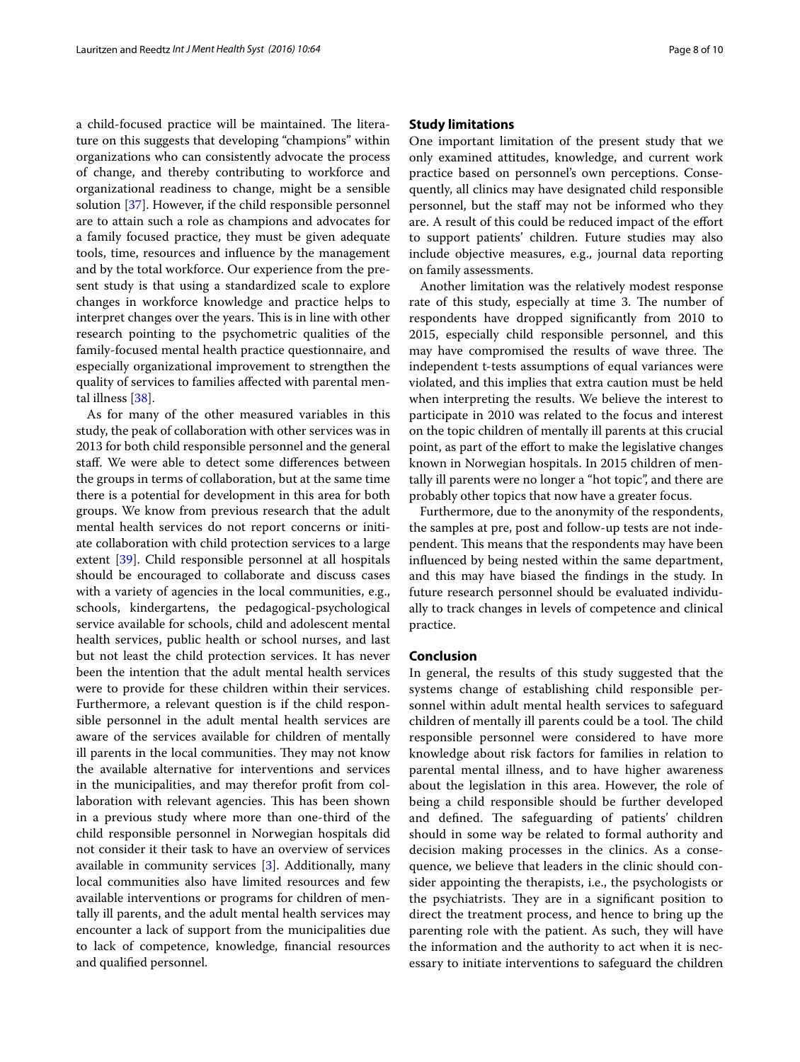a child-focused practice will be maintained. The literature on this suggests that developing "champions" within organizations who can consistently advocate the process of change, and thereby contributing to workforce and organizational readiness to change, might be a sensible solution [37]. However, if the child responsible personnel are to attain such a role as champions and advocates for a family focused practice, they must be given adequate tools, time, resources and influence by the management and by the total workforce. Our experience from the present study is that using a standardized scale to explore changes in workforce knowledge and practice helps to interpret changes over the years. This is in line with other research pointing to the psychometric qualities of the family-focused mental health practice questionnaire, and especially organizational improvement to strengthen the quality of services to families affected with parental mental illness [38].

As for many of the other measured variables in this study, the peak of collaboration with other services was in 2013 for both child responsible personnel and the general staff. We were able to detect some differences between the groups in terms of collaboration, but at the same time there is a potential for development in this area for both groups. We know from previous research that the adult mental health services do not report concerns or initiate collaboration with child protection services to a large extent [39]. Child responsible personnel at all hospitals should be encouraged to collaborate and discuss cases with a variety of agencies in the local communities, e.g., schools, kindergartens, the pedagogical-psychological service available for schools, child and adolescent mental health services, public health or school nurses, and last but not least the child protection services. It has never been the intention that the adult mental health services were to provide for these children within their services. Furthermore, a relevant question is if the child responsible personnel in the adult mental health services are aware of the services available for children of mentally ill parents in the local communities. They may not know the available alternative for interventions and services in the municipalities, and may therefor profit from collaboration with relevant agencies. This has been shown in a previous study where more than one-third of the child responsible personnel in Norwegian hospitals did not consider it their task to have an overview of services available in community services [3]. Additionally, many local communities also have limited resources and few available interventions or programs for children of mentally ill parents, and the adult mental health services may encounter a lack of support from the municipalities due to lack of competence, knowledge, financial resources and qualified personnel.

## Study limitations

One important limitation of the present study that we only examined attitudes, knowledge, and current work practice based on personnel's own perceptions. Consequently, all clinics may have designated child responsible personnel, but the staff may not be informed who they are. A result of this could be reduced impact of the effort to support patients' children. Future studies may also include objective measures, e.g., journal data reporting on family assessments.

Another limitation was the relatively modest response rate of this study, especially at time 3. The number of respondents have dropped significantly from 2010 to 2015, especially child responsible personnel, and this may have compromised the results of wave three. The independent t-tests assumptions of equal variances were violated, and this implies that extra caution must be held when interpreting the results. We believe the interest to participate in 2010 was related to the focus and interest on the topic children of mentally ill parents at this crucial point, as part of the effort to make the legislative changes known in Norwegian hospitals. In 2015 children of mentally ill parents were no longer a "hot topic", and there are probably other topics that now have a greater focus.

Furthermore, due to the anonymity of the respondents, the samples at pre, post and follow-up tests are not independent. This means that the respondents may have been influenced by being nested within the same department, and this may have biased the findings in the study. In future research personnel should be evaluated individually to track changes in levels of competence and clinical practice.

## Conclusion

In general, the results of this study suggested that the systems change of establishing child responsible personnel within adult mental health services to safeguard children of mentally ill parents could be a tool. The child responsible personnel were considered to have more knowledge about risk factors for families in relation to parental mental illness, and to have higher awareness about the legislation in this area. However, the role of being a child responsible should be further developed and defined. The safeguarding of patients' children should in some way be related to formal authority and decision making processes in the clinics. As a consequence, we believe that leaders in the clinic should consider appointing the therapists, i.e., the psychologists or the psychiatrists. They are in a significant position to direct the treatment process, and hence to bring up the parenting role with the patient. As such, they will have the information and the authority to act when it is necessary to initiate interventions to safeguard the children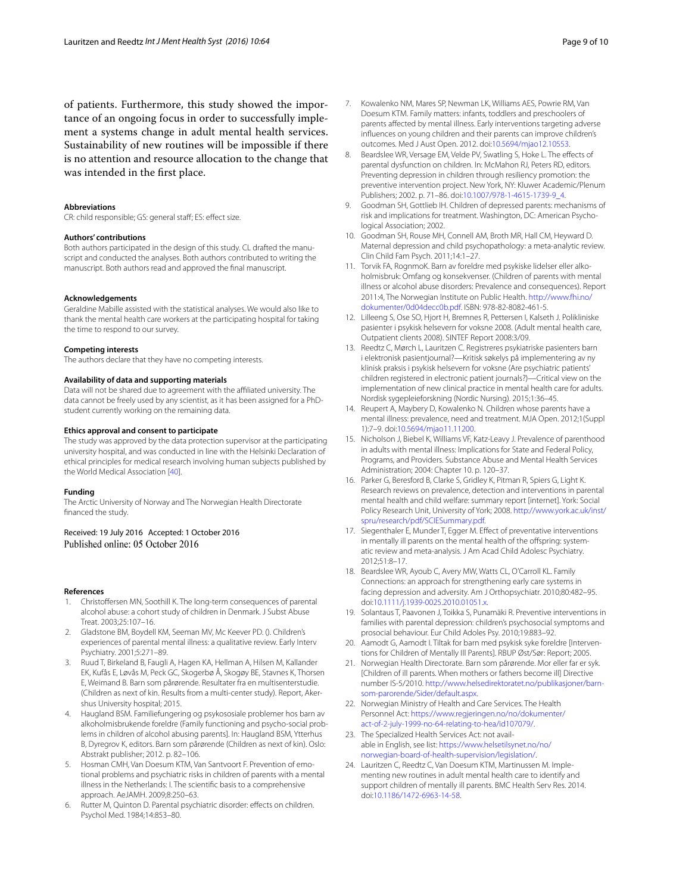of patients. Furthermore, this study showed the importance of an ongoing focus in order to successfully implement a systems change in adult mental health services. Sustainability of new routines will be impossible if there is no attention and resource allocation to the change that was intended in the first place.

#### Abbreviations
CR: child responsible; GS: general staff; ES: effect size.

#### Authors' contributions
Both authors participated in the design of this study. CL drafted the manuscript and conducted the analyses. Both authors contributed to writing the manuscript. Both authors read and approved the final manuscript.

#### Acknowledgements
Geraldine Mabille assisted with the statistical analyses. We would also like to thank the mental health care workers at the participating hospital for taking the time to respond to our survey.

#### Competing interests
The authors declare that they have no competing interests.

#### Availability of data and supporting materials
Data will not be shared due to agreement with the affiliated university. The data cannot be freely used by any scientist, as it has been assigned for a PhD-student currently working on the remaining data.

#### Ethics approval and consent to participate
The study was approved by the data protection supervisor at the participating university hospital, and was conducted in line with the Helsinki Declaration of ethical principles for medical research involving human subjects published by the World Medical Association [40].

#### Funding
The Arctic University of Norway and The Norwegian Health Directorate financed the study.

Received: 19 July 2016 Accepted: 1 October 2016
Published online: 05 October 2016

#### References

1. Christoffersen MN, Soothill K. The long-term consequences of parental alcohol abuse: a cohort study of children in Denmark. J Subst Abuse Treat. 2003;25:107–16.
2. Gladstone BM, Boydell KM, Seeman MV, Mc Keever PD. (). Children's experiences of parental mental illness: a qualitative review. Early Interv Psychiatry. 2001;5:271–89.
3. Ruud T, Birkeland B, Faugli A, Hagen KA, Hellman A, Hilsen M, Kallander EK, Kufås E, Løvås M, Peck GC, Skogerbø Å, Skogøy BE, Stavnes K, Thorsen E, Weimand B. Barn som pårørende. Resultater fra en multisenterstudie. (Children as next of kin. Results from a multi-center study). Report, Akershus University hospital; 2015.
4. Haugland BSM. Familiefungering og psykososiale problemer hos barn av alkoholmisbrukende foreldre (Family functioning and psycho-social problems in children of alcohol abusing parents]. In: Haugland BSM, Ytterhus B, Dyregrov K, editors. Barn som pårørende (Children as next of kin). Oslo: Abstrakt publisher; 2012. p. 82–106.
5. Hosman CMH, Van Doesum KTM, Van Santvoort F. Prevention of emotional problems and psychiatric risks in children of parents with a mental illness in the Netherlands: I. The scientific basis to a comprehensive approach. AeJAMH. 2009;8:250–63.
6. Rutter M, Quinton D. Parental psychiatric disorder: effects on children. Psychol Med. 1984;14:853–80.
7. Kowalenko NM, Mares SP, Newman LK, Williams AES, Powrie RM, Van Doesum KTM. Family matters: infants, toddlers and preschoolers of parents affected by mental illness. Early interventions targeting adverse influences on young children and their parents can improve children's outcomes. Med J Aust Open. 2012. doi:10.5694/mjao12.10553.
8. Beardslee WR, Versage EM, Velde PV, Swatling S, Hoke L. The effects of parental dysfunction on children. In: McMahon RJ, Peters RD, editors. Preventing depression in children through resiliency promotion: the preventive intervention project. New York, NY: Kluwer Academic/Plenum Publishers; 2002. p. 71–86. doi:10.1007/978-1-4615-1739-9_4.
9. Goodman SH, Gottlieb IH. Children of depressed parents: mechanisms of risk and implications for treatment. Washington, DC: American Psychological Association; 2002.
10. Goodman SH, Rouse MH, Connell AM, Broth MR, Hall CM, Heyward D. Maternal depression and child psychopathology: a meta-analytic review. Clin Child Fam Psych. 2011;14:1–27.
11. Torvik FA, RognmoK. Barn av foreldre med psykiske lidelser eller alkoholmisbruk: Omfang og konsekvenser. (Children of parents with mental illness or alcohol abuse disorders: Prevalence and consequences). Report 2011:4, The Norwegian Institute on Public Health. http://www.fhi.no/dokumenter/0d04decc0b.pdf. ISBN: 978-82-8082-461-5.
12. Lilleeng S, Ose SO, Hjort H, Bremnes R, Pettersen I, Kalseth J. Polikliniske pasienter i psykisk helsevern for voksne 2008. (Adult mental health care, Outpatient clients 2008). SINTEF Report 2008:3/09.
13. Reedtz C, Mørch L, Lauritzen C. Registreres psykiatriske pasienters barn i elektronisk pasientjournal?—Kritisk søkelys på implementering av ny klinisk praksis i psykisk helsevern for voksne (Are psychiatric patients' children registered in electronic patient journals?)—Critical view on the implementation of new clinical practice in mental health care for adults. Nordisk sygepleieforskning (Nordic Nursing). 2015;1:36–45.
14. Reupert A, Maybery D, Kowalenko N. Children whose parents have a mental illness: prevalence, need and treatment. MJA Open. 2012;1(Suppl 1):7–9. doi:10.5694/mjao11.11200.
15. Nicholson J, Biebel K, Williams VF, Katz-Leavy J. Prevalence of parenthood in adults with mental illness: Implications for State and Federal Policy, Programs, and Providers. Substance Abuse and Mental Health Services Administration; 2004: Chapter 10. p. 120–37.
16. Parker G, Beresford B, Clarke S, Gridley K, Pitman R, Spiers G, Light K. Research reviews on prevalence, detection and interventions in parental mental health and child welfare: summary report [internet]. York: Social Policy Research Unit, University of York; 2008. http://www.york.ac.uk/inst/spru/research/pdf/SCIESummary.pdf.
17. Siegenthaler E, Munder T, Egger M. Effect of preventative interventions in mentally ill parents on the mental health of the offspring: systematic review and meta-analysis. J Am Acad Child Adolesc Psychiatry. 2012;51:8–17.
18. Beardslee WR, Ayoub C, Avery MW, Watts CL, O'Carroll KL. Family Connections: an approach for strengthening early care systems in facing depression and adversity. Am J Orthopsychiatr. 2010;80:482–95. doi:10.1111/j.1939-0025.2010.01051.x.
19. Solantaus T, Paavonen J, Toikka S, Punamäki R. Preventive interventions in families with parental depression: children's psychosocial symptoms and prosocial behaviour. Eur Child Adoles Psy. 2010;19:883–92.
20. Aamodt G, Aamodt I. Tiltak for barn med psykisk syke foreldre [Interventions for Children of Mentally Ill Parents]. RBUP Øst/Sør: Report; 2005.
21. Norwegian Health Directorate. Barn som pårørende. Mor eller far er syk. [Children of ill parents. When mothers or fathers become ill] Directive number IS-5/2010. http://www.helsedirektoratet.no/publikasjoner/barn-som-parorende/Sider/default.aspx.
22. Norwegian Ministry of Health and Care Services. The Health Personnel Act: https://www.regjeringen.no/no/dokumenter/act-of-2-july-1999-no-64-relating-to-hea/id107079/.
23. The Specialized Health Services Act: not available in English, see list: https://www.helsetilsynet.no/no/norwegian-board-of-health-supervision/legislation/.
24. Lauritzen C, Reedtz C, Van Doesum KTM, Martinussen M. Implementing new routines in adult mental health care to identify and support children of mentally ill parents. BMC Health Serv Res. 2014. doi:10.1186/1472-6963-14-58.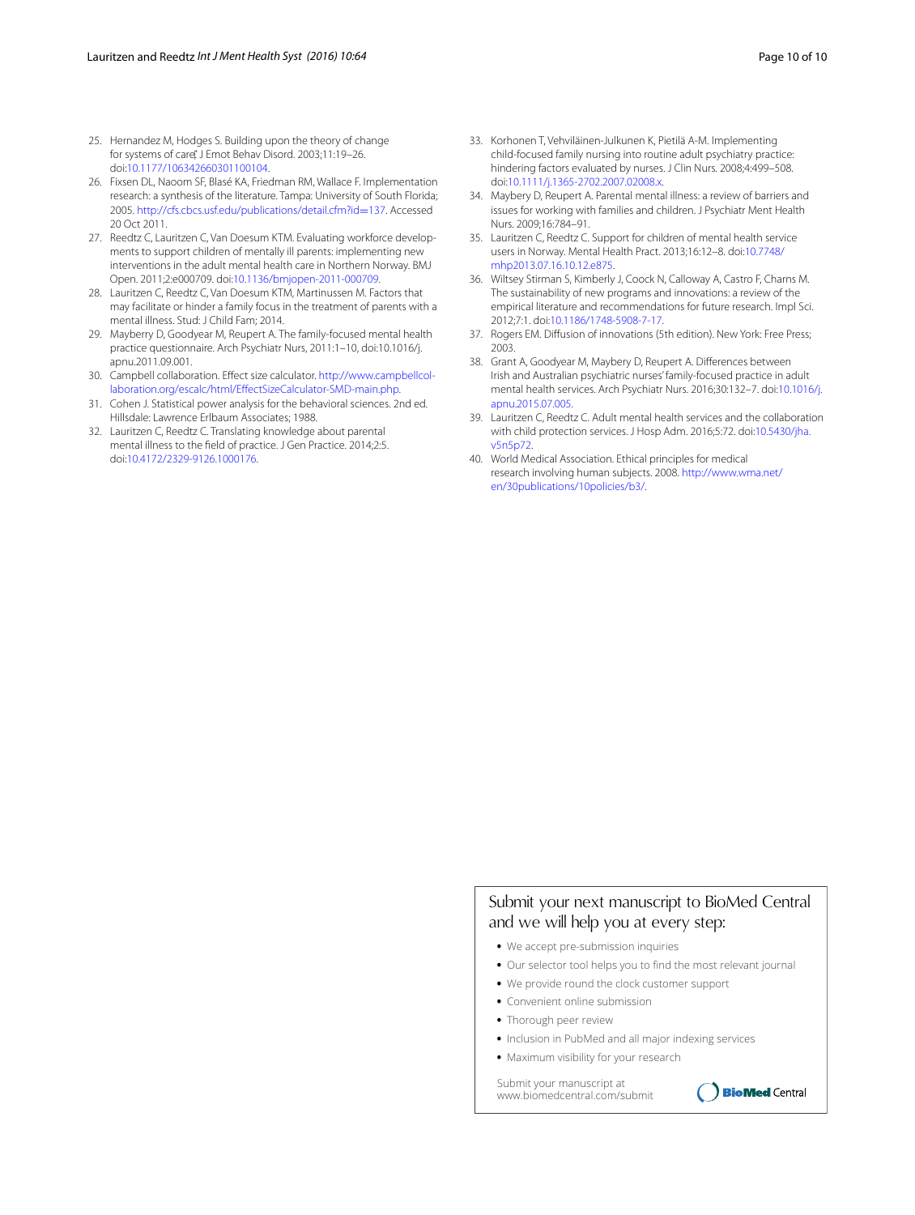25. Hernandez M, Hodges S. Building upon the theory of change for systems of care. J Emot Behav Disord. 2003;11:19–26. doi:10.1177/106342660301100104.
26. Fixsen DL, Naoom SF, Blasé KA, Friedman RM, Wallace F. Implementation research: a synthesis of the literature. Tampa: University of South Florida; 2005. http://cfs.cbcs.usf.edu/publications/detail.cfm?id=137. Accessed 20 Oct 2011.
27. Reedtz C, Lauritzen C, Van Doesum KTM. Evaluating workforce developments to support children of mentally ill parents: implementing new interventions in the adult mental health care in Northern Norway. BMJ Open. 2011;2:e000709. doi:10.1136/bmjopen-2011-000709.
28. Lauritzen C, Reedtz C, Van Doesum KTM, Martinussen M. Factors that may facilitate or hinder a family focus in the treatment of parents with a mental illness. Stud: J Child Fam; 2014.
29. Mayberry D, Goodyear M, Reupert A. The family-focused mental health practice questionnaire. Arch Psychiatr Nurs, 2011:1–10, doi:10.1016/j.apnu.2011.09.001.
30. Campbell collaboration. Effect size calculator. http://www.campbellcollaboration.org/escalc/html/EffectSizeCalculator-SMD-main.php.
31. Cohen J. Statistical power analysis for the behavioral sciences. 2nd ed. Hillsdale: Lawrence Erlbaum Associates; 1988.
32. Lauritzen C, Reedtz C. Translating knowledge about parental mental illness to the field of practice. J Gen Practice. 2014;2:5. doi:10.4172/2329-9126.1000176.
33. Korhonen T, Vehviläinen-Julkunen K, Pietilä A-M. Implementing child-focused family nursing into routine adult psychiatry practice: hindering factors evaluated by nurses. J Clin Nurs. 2008;4:499–508. doi:10.1111/j.1365-2702.2007.02008.x.
34. Maybery D, Reupert A. Parental mental illness: a review of barriers and issues for working with families and children. J Psychiatr Ment Health Nurs. 2009;16:784–91.
35. Lauritzen C, Reedtz C. Support for children of mental health service users in Norway. Mental Health Pract. 2013;16:12–8. doi:10.7748/mhp2013.07.16.10.12.e875.
36. Wiltsey Stirman S, Kimberly J, Coock N, Calloway A, Castro F, Charns M. The sustainability of new programs and innovations: a review of the empirical literature and recommendations for future research. Impl Sci. 2012;7:1. doi:10.1186/1748-5908-7-17.
37. Rogers EM. Diffusion of innovations (5th edition). New York: Free Press; 2003.
38. Grant A, Goodyear M, Maybery D, Reupert A. Differences between Irish and Australian psychiatric nurses' family-focused practice in adult mental health services. Arch Psychiatr Nurs. 2016;30:132–7. doi:10.1016/j.apnu.2015.07.005.
39. Lauritzen C, Reedtz C. Adult mental health services and the collaboration with child protection services. J Hosp Adm. 2016;5:72. doi:10.5430/jha.v5n5p72.
40. World Medical Association. Ethical principles for medical research involving human subjects. 2008. http://www.wma.net/en/30publications/10policies/b3/.

Submit your next manuscript to BioMed Central and we will help you at every step:

- We accept pre-submission inquiries
- Our selector tool helps you to find the most relevant journal
- We provide round the clock customer support
- Convenient online submission
- Thorough peer review
- Inclusion in PubMed and all major indexing services
- Maximum visibility for your research

Submit your manuscript at www.biomedcentral.com/submit

BioMed Central